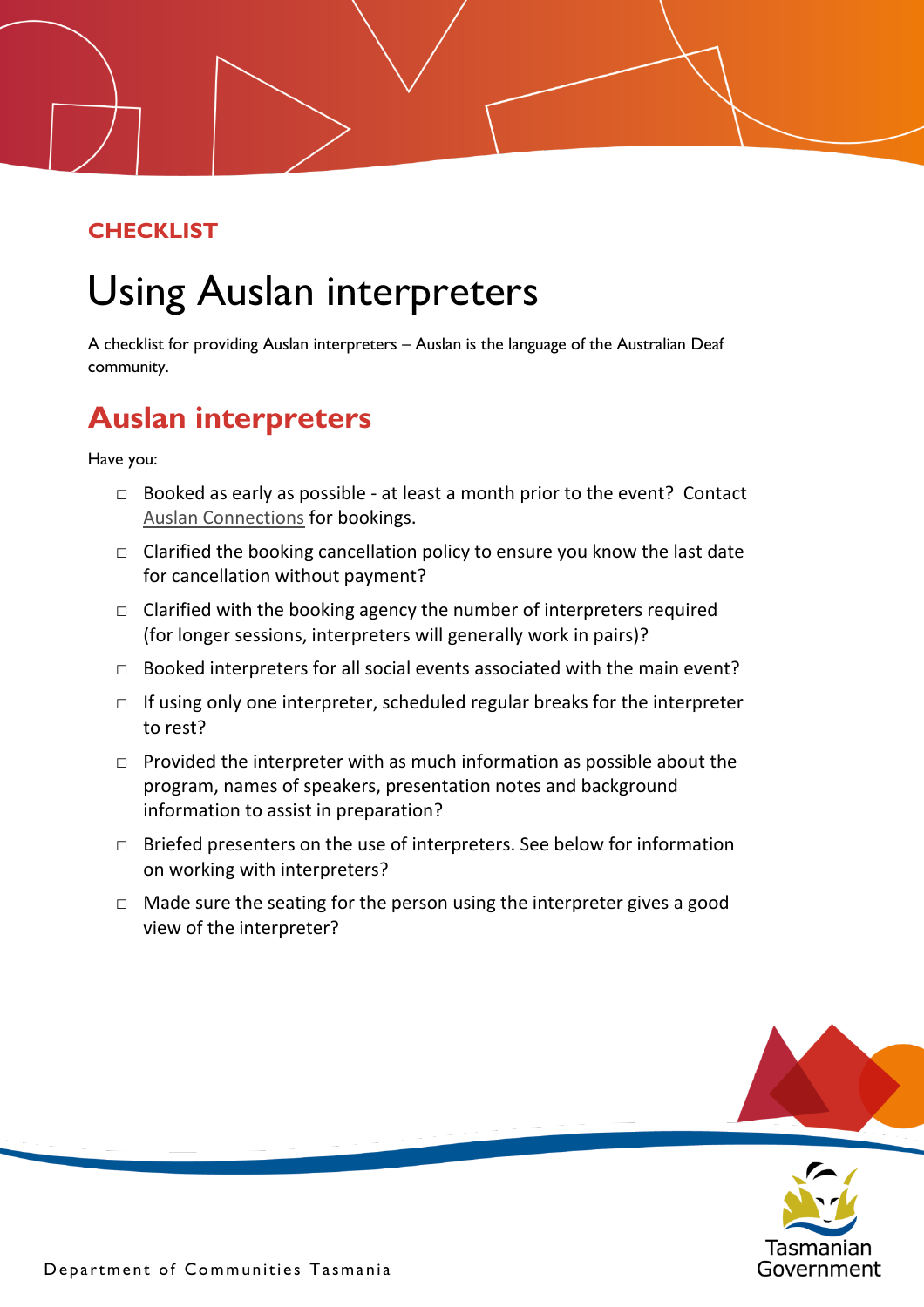**CHECKLIST**

# Using Auslan interpreters

A checklist for providing Auslan interpreters – Auslan is the language of the Australian Deaf community.

## Auslan interpreters

Have you:

- ☐ Booked as early as possible - at least a month prior to the event? Contact Auslan Connections for bookings.
- ☐ Clarified the booking cancellation policy to ensure you know the last date for cancellation without payment?
- ☐ Clarified with the booking agency the number of interpreters required (for longer sessions, interpreters will generally work in pairs)?
- ☐ Booked interpreters for all social events associated with the main event?
- ☐ If using only one interpreter, scheduled regular breaks for the interpreter to rest?
- ☐ Provided the interpreter with as much information as possible about the program, names of speakers, presentation notes and background information to assist in preparation?
- ☐ Briefed presenters on the use of interpreters. See below for information on working with interpreters?
- ☐ Made sure the seating for the person using the interpreter gives a good view of the interpreter?

Department of Communities Tasmania

Tasmanian Government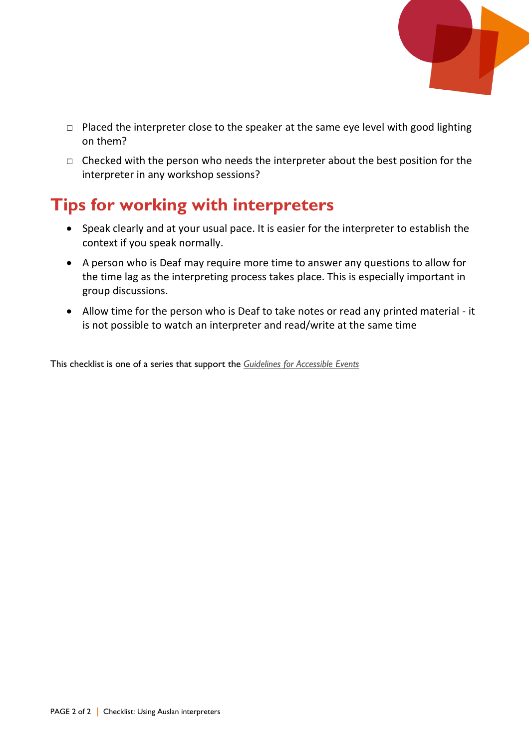- ☐ Placed the interpreter close to the speaker at the same eye level with good lighting on them?
- ☐ Checked with the person who needs the interpreter about the best position for the interpreter in any workshop sessions?

## Tips for working with interpreters

- Speak clearly and at your usual pace. It is easier for the interpreter to establish the context if you speak normally.
- A person who is Deaf may require more time to answer any questions to allow for the time lag as the interpreting process takes place. This is especially important in group discussions.
- Allow time for the person who is Deaf to take notes or read any printed material - it is not possible to watch an interpreter and read/write at the same time

This checklist is one of a series that support the *Guidelines for Accessible Events*